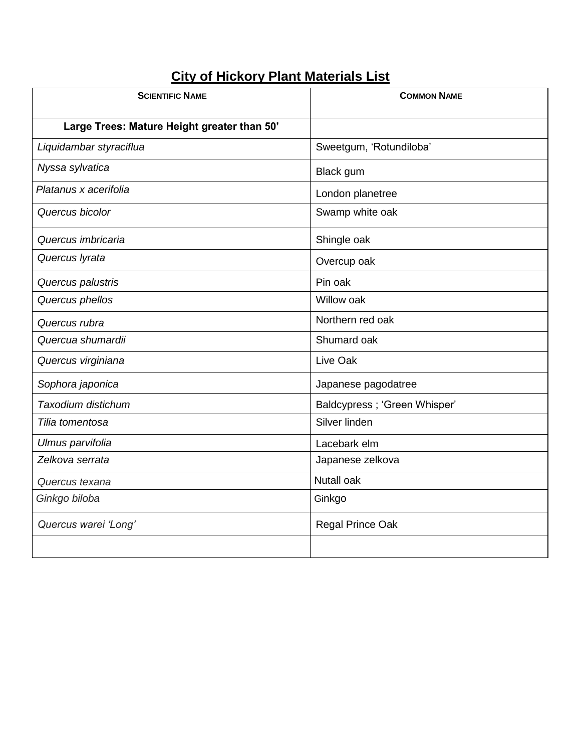# City of Hickory Plant Materials List

| SCIENTIFIC NAME | COMMON NAME |
|---|---|
| **Large Trees: Mature Height greater than 50'** | |
| *Liquidambar styraciflua* | Sweetgum, 'Rotundiloba' |
| *Nyssa sylvatica* | Black gum |
| *Platanus x acerifolia* | London planetree |
| *Quercus bicolor* | Swamp white oak |
| *Quercus imbricaria* | Shingle oak |
| *Quercus lyrata* | Overcup oak |
| *Quercus palustris* | Pin oak |
| *Quercus phellos* | Willow oak |
| *Quercus rubra* | Northern red oak |
| *Quercua shumardii* | Shumard oak |
| *Quercus virginiana* | Live Oak |
| *Sophora japonica* | Japanese pagodatree |
| *Taxodium distichum* | Baldcypress ; 'Green Whisper' |
| *Tilia tomentosa* | Silver linden |
| *Ulmus parvifolia* | Lacebark elm |
| *Zelkova serrata* | Japanese zelkova |
| *Quercus texana* | Nutall oak |
| *Ginkgo biloba* | Ginkgo |
| *Quercus warei 'Long'* | Regal Prince Oak |
| | |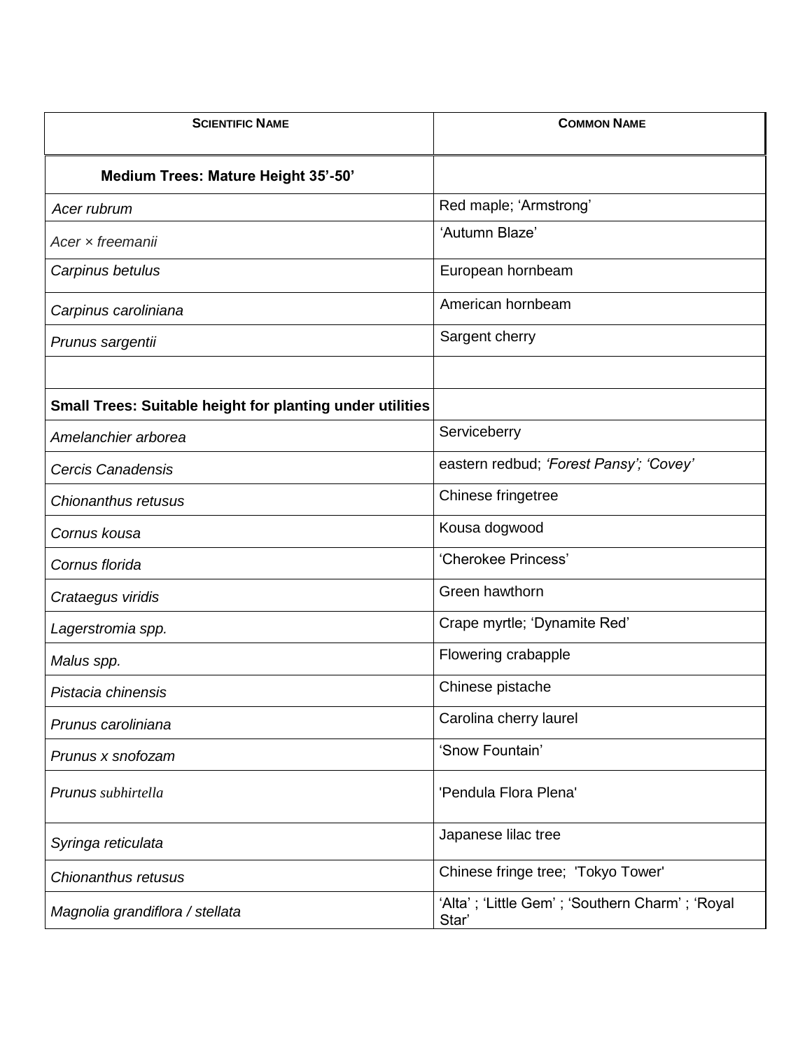| SCIENTIFIC NAME | COMMON NAME |
|---|---|
| **Medium Trees: Mature Height 35'-50'** | |
| *Acer rubrum* | Red maple; 'Armstrong' |
| *Acer × freemanii* | 'Autumn Blaze' |
| *Carpinus betulus* | European hornbeam |
| *Carpinus caroliniana* | American hornbeam |
| *Prunus sargentii* | Sargent cherry |
| | |
| **Small Trees: Suitable height for planting under utilities** | |
| *Amelanchier arborea* | Serviceberry |
| *Cercis Canadensis* | eastern redbud; *'Forest Pansy'; 'Covey'* |
| *Chionanthus retusus* | Chinese fringetree |
| *Cornus kousa* | Kousa dogwood |
| *Cornus florida* | 'Cherokee Princess' |
| *Crataegus viridis* | Green hawthorn |
| *Lagerstromia spp.* | Crape myrtle; 'Dynamite Red' |
| *Malus spp.* | Flowering crabapple |
| *Pistacia chinensis* | Chinese pistache |
| *Prunus caroliniana* | Carolina cherry laurel |
| *Prunus x snofozam* | 'Snow Fountain' |
| *Prunus subhirtella* | 'Pendula Flora Plena' |
| *Syringa reticulata* | Japanese lilac tree |
| *Chionanthus retusus* | Chinese fringe tree; 'Tokyo Tower' |
| *Magnolia grandiflora / stellata* | 'Alta' ; 'Little Gem' ; 'Southern Charm' ; 'Royal Star' |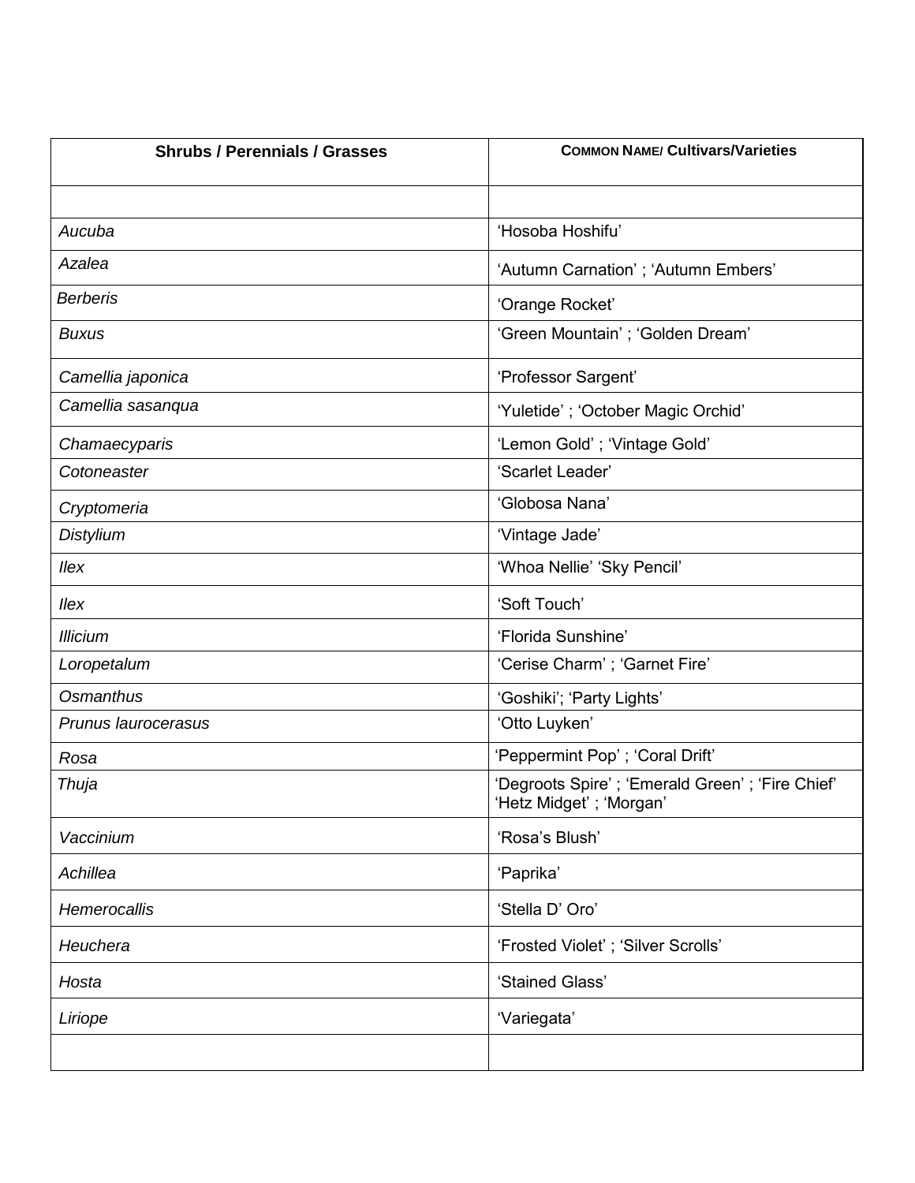| **Shrubs / Perennials / Grasses** | **COMMON NAME/ Cultivars/Varieties** |
|---|---|
| | |
| *Aucuba* | 'Hosoba Hoshifu' |
| *Azalea* | 'Autumn Carnation' ; 'Autumn Embers' |
| *Berberis* | 'Orange Rocket' |
| *Buxus* | 'Green Mountain' ; 'Golden Dream' |
| *Camellia japonica* | 'Professor Sargent' |
| *Camellia sasanqua* | 'Yuletide' ; 'October Magic Orchid' |
| *Chamaecyparis* | 'Lemon Gold' ; 'Vintage Gold' |
| *Cotoneaster* | 'Scarlet Leader' |
| *Cryptomeria* | 'Globosa Nana' |
| *Distylium* | 'Vintage Jade' |
| *Ilex* | 'Whoa Nellie' 'Sky Pencil' |
| *Ilex* | 'Soft Touch' |
| *Illicium* | 'Florida Sunshine' |
| *Loropetalum* | 'Cerise Charm' ; 'Garnet Fire' |
| *Osmanthus* | 'Goshiki'; 'Party Lights' |
| *Prunus laurocerasus* | 'Otto Luyken' |
| *Rosa* | 'Peppermint Pop' ; 'Coral Drift' |
| *Thuja* | 'Degroots Spire' ; 'Emerald Green' ; 'Fire Chief' 'Hetz Midget' ; 'Morgan' |
| *Vaccinium* | 'Rosa's Blush' |
| *Achillea* | 'Paprika' |
| *Hemerocallis* | 'Stella D' Oro' |
| *Heuchera* | 'Frosted Violet' ; 'Silver Scrolls' |
| *Hosta* | 'Stained Glass' |
| *Liriope* | 'Variegata' |
| | |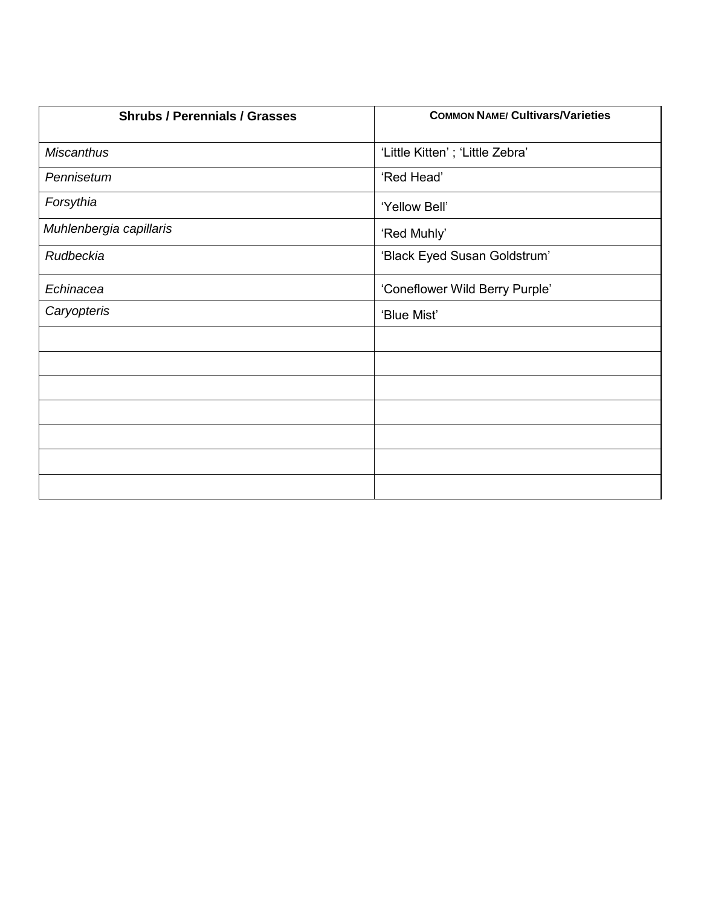| **Shrubs / Perennials / Grasses** | **COMMON NAME/ Cultivars/Varieties** |
|---|---|
| *Miscanthus* | 'Little Kitten' ; 'Little Zebra' |
| *Pennisetum* | 'Red Head' |
| *Forsythia* | 'Yellow Bell' |
| *Muhlenbergia capillaris* | 'Red Muhly' |
| *Rudbeckia* | 'Black Eyed Susan Goldstrum' |
| *Echinacea* | 'Coneflower Wild Berry Purple' |
| *Caryopteris* | 'Blue Mist' |
| | |
| | |
| | |
| | |
| | |
| | |
| | |